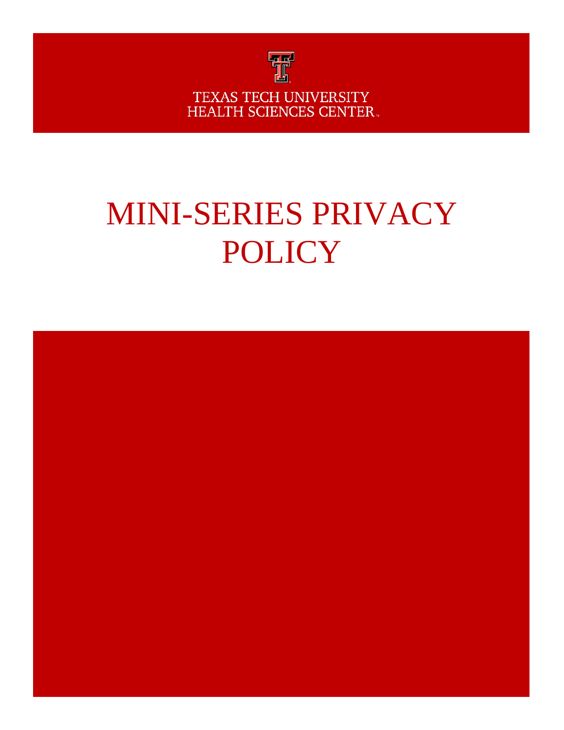TEXAS TECH UNIVERSITY
HEALTH SCIENCES CENTER

# MINI-SERIES PRIVACY POLICY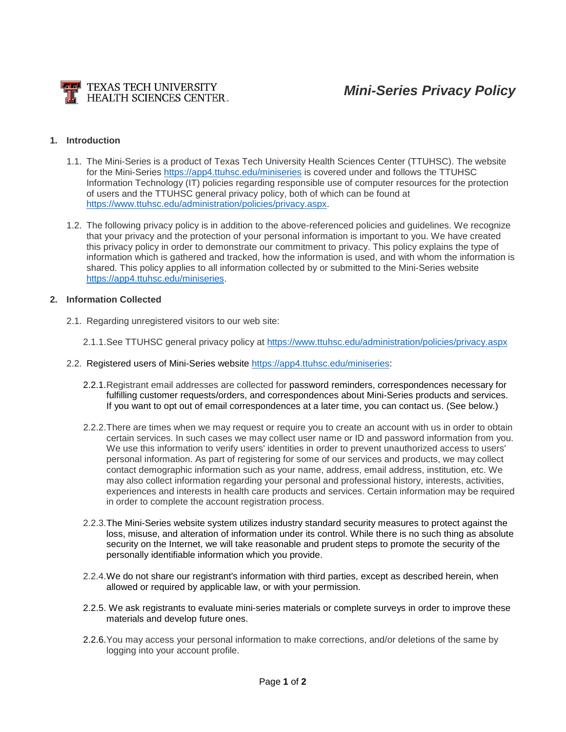# Mini-Series Privacy Policy

Texas Tech University Health Sciences Center

## 1. Introduction

1.1. The Mini-Series is a product of Texas Tech University Health Sciences Center (TTUHSC). The website for the Mini-Series https://app4.ttuhsc.edu/miniseries is covered under and follows the TTUHSC Information Technology (IT) policies regarding responsible use of computer resources for the protection of users and the TTUHSC general privacy policy, both of which can be found at https://www.ttuhsc.edu/administration/policies/privacy.aspx.

1.2. The following privacy policy is in addition to the above-referenced policies and guidelines. We recognize that your privacy and the protection of your personal information is important to you. We have created this privacy policy in order to demonstrate our commitment to privacy. This policy explains the type of information which is gathered and tracked, how the information is used, and with whom the information is shared. This policy applies to all information collected by or submitted to the Mini-Series website https://app4.ttuhsc.edu/miniseries.

## 2. Information Collected

2.1. Regarding unregistered visitors to our web site:

2.1.1. See TTUHSC general privacy policy at https://www.ttuhsc.edu/administration/policies/privacy.aspx

2.2. Registered users of Mini-Series website https://app4.ttuhsc.edu/miniseries:

2.2.1. Registrant email addresses are collected for password reminders, correspondences necessary for fulfilling customer requests/orders, and correspondences about Mini-Series products and services. If you want to opt out of email correspondences at a later time, you can contact us. (See below.)

2.2.2. There are times when we may request or require you to create an account with us in order to obtain certain services. In such cases we may collect user name or ID and password information from you. We use this information to verify users' identities in order to prevent unauthorized access to users' personal information. As part of registering for some of our services and products, we may collect contact demographic information such as your name, address, email address, institution, etc. We may also collect information regarding your personal and professional history, interests, activities, experiences and interests in health care products and services. Certain information may be required in order to complete the account registration process.

2.2.3. The Mini-Series website system utilizes industry standard security measures to protect against the loss, misuse, and alteration of information under its control. While there is no such thing as absolute security on the Internet, we will take reasonable and prudent steps to promote the security of the personally identifiable information which you provide.

2.2.4. We do not share our registrant's information with third parties, except as described herein, when allowed or required by applicable law, or with your permission.

2.2.5. We ask registrants to evaluate mini-series materials or complete surveys in order to improve these materials and develop future ones.

2.2.6. You may access your personal information to make corrections, and/or deletions of the same by logging into your account profile.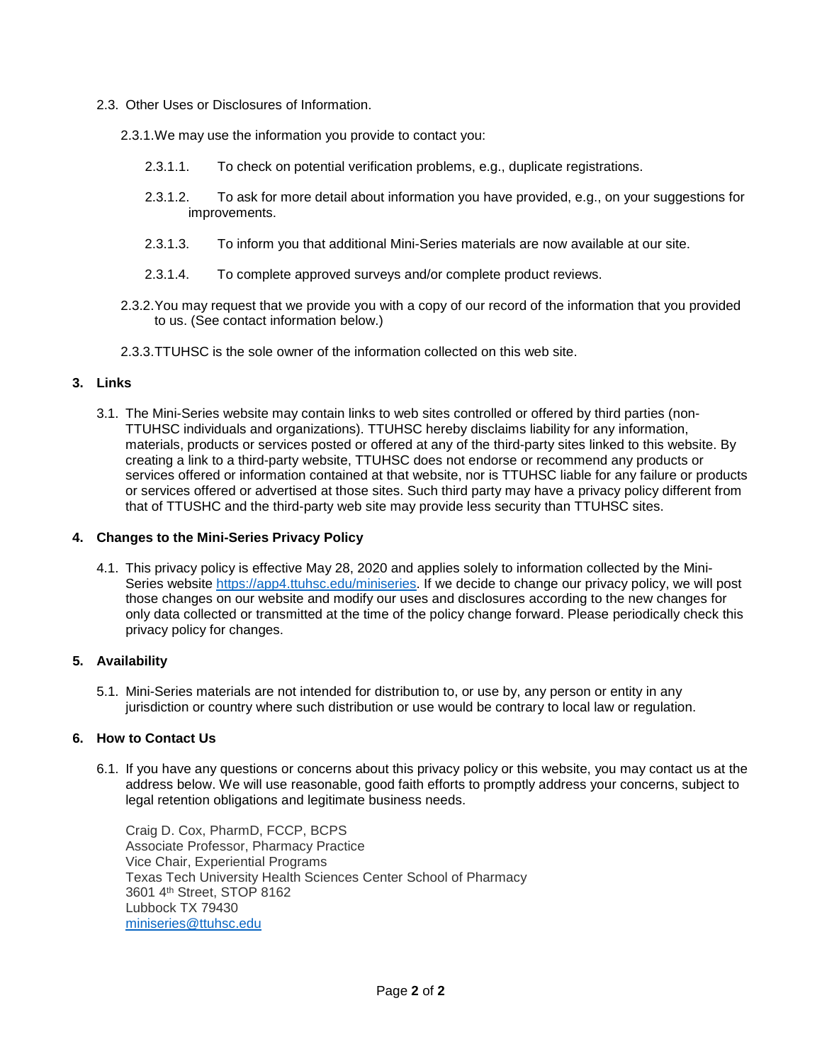2.3. Other Uses or Disclosures of Information.

2.3.1. We may use the information you provide to contact you:

2.3.1.1. To check on potential verification problems, e.g., duplicate registrations.

2.3.1.2. To ask for more detail about information you have provided, e.g., on your suggestions for improvements.

2.3.1.3. To inform you that additional Mini-Series materials are now available at our site.

2.3.1.4. To complete approved surveys and/or complete product reviews.

2.3.2. You may request that we provide you with a copy of our record of the information that you provided to us. (See contact information below.)

2.3.3. TTUHSC is the sole owner of the information collected on this web site.

## 3. Links

3.1. The Mini-Series website may contain links to web sites controlled or offered by third parties (non-TTUHSC individuals and organizations). TTUHSC hereby disclaims liability for any information, materials, products or services posted or offered at any of the third-party sites linked to this website. By creating a link to a third-party website, TTUHSC does not endorse or recommend any products or services offered or information contained at that website, nor is TTUHSC liable for any failure or products or services offered or advertised at those sites. Such third party may have a privacy policy different from that of TTUSHC and the third-party web site may provide less security than TTUHSC sites.

## 4. Changes to the Mini-Series Privacy Policy

4.1. This privacy policy is effective May 28, 2020 and applies solely to information collected by the Mini-Series website https://app4.ttuhsc.edu/miniseries. If we decide to change our privacy policy, we will post those changes on our website and modify our uses and disclosures according to the new changes for only data collected or transmitted at the time of the policy change forward. Please periodically check this privacy policy for changes.

## 5. Availability

5.1. Mini-Series materials are not intended for distribution to, or use by, any person or entity in any jurisdiction or country where such distribution or use would be contrary to local law or regulation.

## 6. How to Contact Us

6.1. If you have any questions or concerns about this privacy policy or this website, you may contact us at the address below. We will use reasonable, good faith efforts to promptly address your concerns, subject to legal retention obligations and legitimate business needs.

Craig D. Cox, PharmD, FCCP, BCPS
Associate Professor, Pharmacy Practice
Vice Chair, Experiential Programs
Texas Tech University Health Sciences Center School of Pharmacy
3601 4th Street, STOP 8162
Lubbock TX 79430
miniseries@ttuhsc.edu